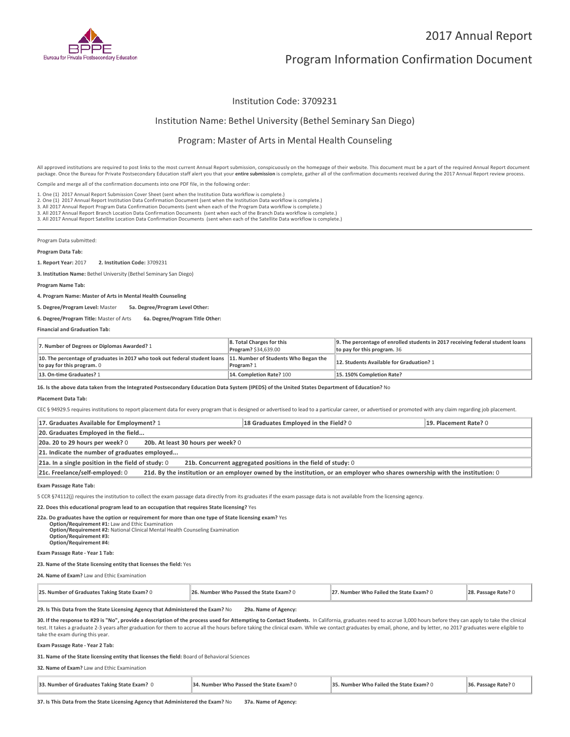# 2017 Annual Report

# Program Information Confirmation Document

## Institution Code: 3709231

## Institution Name: Bethel University (Bethel Seminary San Diego)

## Program: Master of Arts in Mental Health Counseling

All approved institutions are required to post links to the most current Annual Report submission, conspicuously on the homepage of their website. This document must be a part of the required Annual Report document package. Once the Bureau for Private Postsecondary Education staff alert you that your **entire submission** is complete, gather all of the confirmation documents received during the 2017 Annual Report review process.

Compile and merge all of the confirmation documents into one PDF file, in the following order:

1. One (1) 2017 Annual Report Submission Cover Sheet (sent when the Institution Data workflow is complete.)
2. One (1) 2017 Annual Report Institution Data Confirmation Document (sent when the Institution Data workflow is complete.)
3. All 2017 Annual Report Program Data Confirmation Documents (sent when each of the Program Data workflow is complete.)
3. All 2017 Annual Report Branch Location Data Confirmation Documents (sent when each of the Branch Data workflow is complete.)
3. All 2017 Annual Report Satellite Location Data Confirmation Documents (sent when each of the Satellite Data workflow is complete.)

---

Program Data submitted:

**Program Data Tab:**

**1. Report Year:** 2017 **2. Institution Code:** 3709231

**3. Institution Name:** Bethel University (Bethel Seminary San Diego)

**Program Name Tab:**

**4. Program Name: Master of Arts in Mental Health Counseling**

**5. Degree/Program Level:** Master **5a. Degree/Program Level Other:**

**6. Degree/Program Title:** Master of Arts **6a. Degree/Program Title Other:**

**Financial and Graduation Tab:**

| | | |
|---|---|---|
| **7. Number of Degrees or Diplomas Awarded?** 1 | **8. Total Charges for this Program?** $34,639.00 | **9. The percentage of enrolled students in 2017 receiving federal student loans to pay for this program.** 36 |
| **10. The percentage of graduates in 2017 who took out federal student loans to pay for this program.** 0 | **11. Number of Students Who Began the Program?** 1 | **12. Students Available for Graduation?** 1 |
| **13. On-time Graduates?** 1 | **14. Completion Rate?** 100 | **15. 150% Completion Rate?** |

**16. Is the above data taken from the Integrated Postsecondary Education Data System (IPEDS) of the United States Department of Education?** No

**Placement Data Tab:**

CEC § 94929.5 requires institutions to report placement data for every program that is designed or advertised to lead to a particular career, or advertised or promoted with any claim regarding job placement.

| | | |
|---|---|---|
| **17. Graduates Available for Employment?** 1 | **18 Graduates Employed in the Field?** 0 | **19. Placement Rate?** 0 |
| **20. Graduates Employed in the field...** | | |
| **20a. 20 to 29 hours per week?** 0 | **20b. At least 30 hours per week?** 0 | |
| **21. Indicate the number of graduates employed...** | | |
| **21a. In a single position in the field of study:** 0 | **21b. Concurrent aggregated positions in the field of study:** 0 | |
| **21c. Freelance/self-employed:** 0 | **21d. By the institution or an employer owned by the institution, or an employer who shares ownership with the institution:** 0 | |

**Exam Passage Rate Tab:**

5 CCR §74112(j) requires the institution to collect the exam passage data directly from its graduates if the exam passage data is not available from the licensing agency.

**22. Does this educational program lead to an occupation that requires State licensing?** Yes

**22a. Do graduates have the option or requirement for more than one type of State licensing exam?** Yes
**Option/Requirement #1:** Law and Ethic Examination
**Option/Requirement #2:** National Clinical Mental Health Counseling Examination
**Option/Requirement #3:**
**Option/Requirement #4:**

**Exam Passage Rate - Year 1 Tab:**

**23. Name of the State licensing entity that licenses the field:** Yes

**24. Name of Exam?** Law and Ethic Examination

| **25. Number of Graduates Taking State Exam?** 0 | **26. Number Who Passed the State Exam?** 0 | **27. Number Who Failed the State Exam?** 0 | **28. Passage Rate?** 0 |
|---|---|---|---|

**29. Is This Data from the State Licensing Agency that Administered the Exam?** No **29a. Name of Agency:**

**30. If the response to #29 is "No", provide a description of the process used for Attempting to Contact Students.** In California, graduates need to accrue 3,000 hours before they can apply to take the clinical test. It takes a graduate 2-3 years after graduation for them to accrue all the hours before taking the clinical exam. While we contact graduates by email, phone, and by letter, no 2017 graduates were eligible to take the exam during this year.

**Exam Passage Rate - Year 2 Tab:**

**31. Name of the State licensing entity that licenses the field:** Board of Behavioral Sciences

**32. Name of Exam?** Law and Ethic Examination

| **33. Number of Graduates Taking State Exam?** 0 | **34. Number Who Passed the State Exam?** 0 | **35. Number Who Failed the State Exam?** 0 | **36. Passage Rate?** 0 |
|---|---|---|---|

**37. Is This Data from the State Licensing Agency that Administered the Exam?** No **37a. Name of Agency:**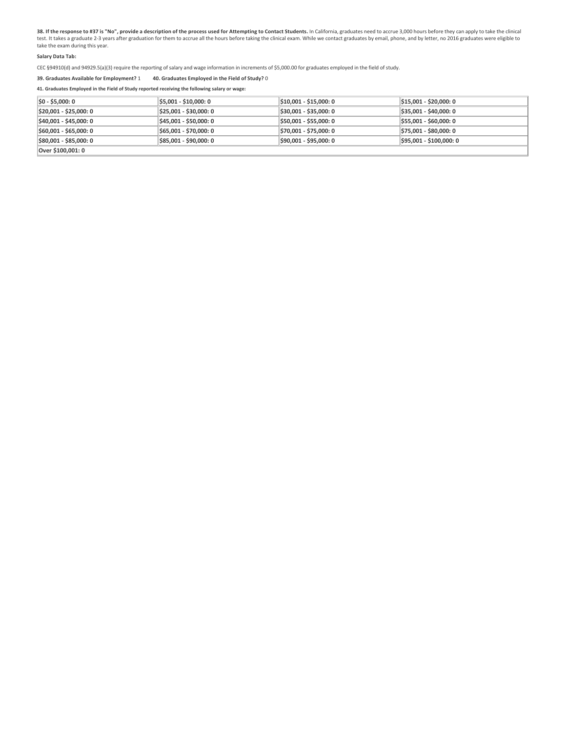**38. If the response to #37 is "No", provide a description of the process used for Attempting to Contact Students.** In California, graduates need to accrue 3,000 hours before they can apply to take the clinical test. It takes a graduate 2-3 years after graduation for them to accrue all the hours before taking the clinical exam. While we contact graduates by email, phone, and by letter, no 2016 graduates were eligible to take the exam during this year.

**Salary Data Tab:**

CEC §94910(d) and 94929.5(a)(3) require the reporting of salary and wage information in increments of $5,000.00 for graduates employed in the field of study.

**39. Graduates Available for Employment?** 1 **40. Graduates Employed in the Field of Study?** 0

**41. Graduates Employed in the Field of Study reported receiving the following salary or wage:**

| | | | |
|---|---|---|---|
| **$0 - $5,000: 0** | **$5,001 - $10,000: 0** | **$10,001 - $15,000: 0** | **$15,001 - $20,000: 0** |
| **$20,001 - $25,000: 0** | **$25,001 - $30,000: 0** | **$30,001 - $35,000: 0** | **$35,001 - $40,000: 0** |
| **$40,001 - $45,000: 0** | **$45,001 - $50,000: 0** | **$50,001 - $55,000: 0** | **$55,001 - $60,000: 0** |
| **$60,001 - $65,000: 0** | **$65,001 - $70,000: 0** | **$70,001 - $75,000: 0** | **$75,001 - $80,000: 0** |
| **$80,001 - $85,000: 0** | **$85,001 - $90,000: 0** | **$90,001 - $95,000: 0** | **$95,001 - $100,000: 0** |
| **Over $100,001: 0** | | | |